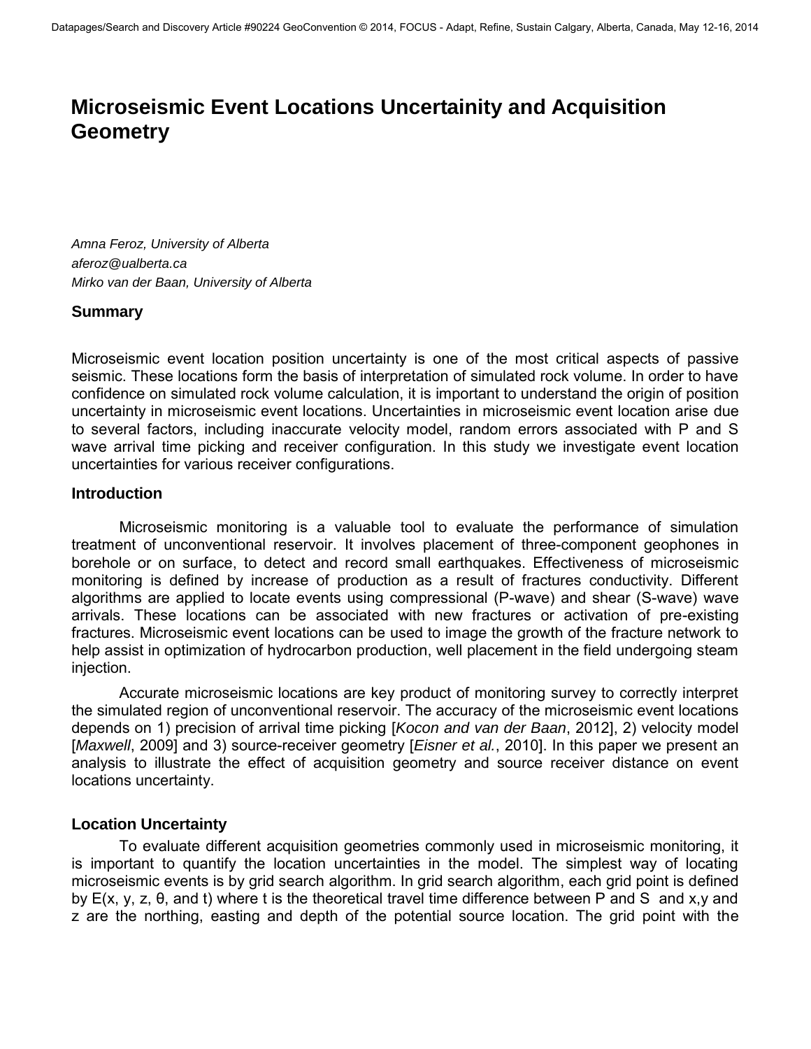# Microseismic Event Locations Uncertainity and Acquisition Geometry

*Amna Feroz, University of Alberta*
*aferoz@ualberta.ca*
*Mirko van der Baan, University of Alberta*

## Summary

Microseismic event location position uncertainty is one of the most critical aspects of passive seismic. These locations form the basis of interpretation of simulated rock volume. In order to have confidence on simulated rock volume calculation, it is important to understand the origin of position uncertainty in microseismic event locations. Uncertainties in microseismic event location arise due to several factors, including inaccurate velocity model, random errors associated with P and S wave arrival time picking and receiver configuration. In this study we investigate event location uncertainties for various receiver configurations.

## Introduction

Microseismic monitoring is a valuable tool to evaluate the performance of simulation treatment of unconventional reservoir. It involves placement of three-component geophones in borehole or on surface, to detect and record small earthquakes. Effectiveness of microseismic monitoring is defined by increase of production as a result of fractures conductivity. Different algorithms are applied to locate events using compressional (P-wave) and shear (S-wave) wave arrivals. These locations can be associated with new fractures or activation of pre-existing fractures. Microseismic event locations can be used to image the growth of the fracture network to help assist in optimization of hydrocarbon production, well placement in the field undergoing steam injection.

Accurate microseismic locations are key product of monitoring survey to correctly interpret the simulated region of unconventional reservoir. The accuracy of the microseismic event locations depends on 1) precision of arrival time picking [*Kocon and van der Baan*, 2012], 2) velocity model [*Maxwell*, 2009] and 3) source-receiver geometry [*Eisner et al.*, 2010]. In this paper we present an analysis to illustrate the effect of acquisition geometry and source receiver distance on event locations uncertainty.

## Location Uncertainty

To evaluate different acquisition geometries commonly used in microseismic monitoring, it is important to quantify the location uncertainties in the model. The simplest way of locating microseismic events is by grid search algorithm. In grid search algorithm, each grid point is defined by $E(x, y, z, \theta, \text{and } t)$ where $t$ is the theoretical travel time difference between P and S and $x$,$y$ and $z$ are the northing, easting and depth of the potential source location. The grid point with the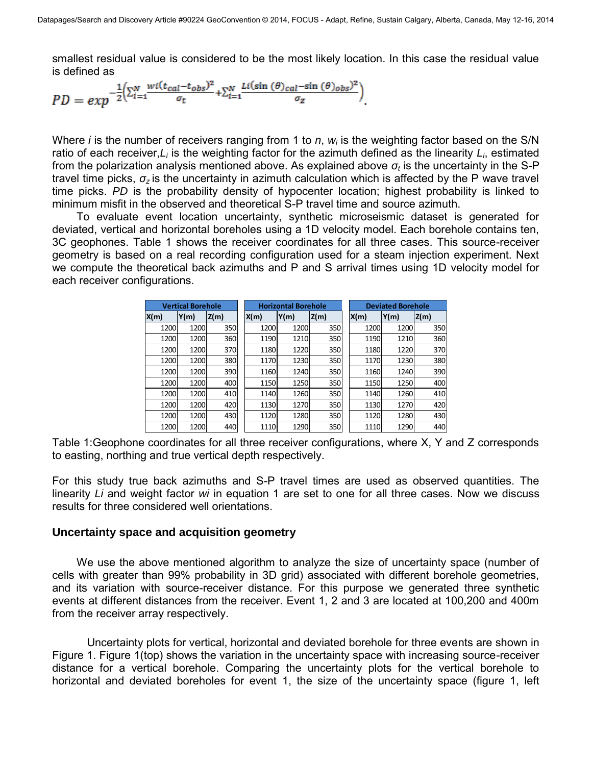smallest residual value is considered to be the most likely location. In this case the residual value is defined as

$$PD = exp^{-\frac{1}{2}\left(\sum_{i=1}^{N}\frac{wi(t_{cal}-t_{obs})^2}{\sigma_t}+\sum_{i=1}^{N}\frac{Li(\sin(\theta)_{cal}-\sin(\theta)_{obs})^2}{\sigma_z}\right)}.$$

Where *i* is the number of receivers ranging from 1 to *n*, $w_i$ is the weighting factor based on the S/N ratio of each receiver, $L_i$ is the weighting factor for the azimuth defined as the linearity $L_i$, estimated from the polarization analysis mentioned above. As explained above $\sigma_t$ is the uncertainty in the S-P travel time picks, $\sigma_z$ is the uncertainty in azimuth calculation which is affected by the P wave travel time picks. *PD* is the probability density of hypocenter location; highest probability is linked to minimum misfit in the observed and theoretical S-P travel time and source azimuth.

To evaluate event location uncertainty, synthetic microseismic dataset is generated for deviated, vertical and horizontal boreholes using a 1D velocity model. Each borehole contains ten, 3C geophones. Table 1 shows the receiver coordinates for all three cases. This source-receiver geometry is based on a real recording configuration used for a steam injection experiment. Next we compute the theoretical back azimuths and P and S arrival times using 1D velocity model for each receiver configurations.

| Vertical Borehole | | | Horizontal Borehole | | | Deviated Borehole | | |
|---|---|---|---|---|---|---|---|---|
| X(m) | Y(m) | Z(m) | X(m) | Y(m) | Z(m) | X(m) | Y(m) | Z(m) |
| 1200 | 1200 | 350 | 1200 | 1200 | 350 | 1200 | 1200 | 350 |
| 1200 | 1200 | 360 | 1190 | 1210 | 350 | 1190 | 1210 | 360 |
| 1200 | 1200 | 370 | 1180 | 1220 | 350 | 1180 | 1220 | 370 |
| 1200 | 1200 | 380 | 1170 | 1230 | 350 | 1170 | 1230 | 380 |
| 1200 | 1200 | 390 | 1160 | 1240 | 350 | 1160 | 1240 | 390 |
| 1200 | 1200 | 400 | 1150 | 1250 | 350 | 1150 | 1250 | 400 |
| 1200 | 1200 | 410 | 1140 | 1260 | 350 | 1140 | 1260 | 410 |
| 1200 | 1200 | 420 | 1130 | 1270 | 350 | 1130 | 1270 | 420 |
| 1200 | 1200 | 430 | 1120 | 1280 | 350 | 1120 | 1280 | 430 |
| 1200 | 1200 | 440 | 1110 | 1290 | 350 | 1110 | 1290 | 440 |

Table 1:Geophone coordinates for all three receiver configurations, where X, Y and Z corresponds to easting, northing and true vertical depth respectively.

For this study true back azimuths and S-P travel times are used as observed quantities. The linearity *Li* and weight factor *wi* in equation 1 are set to one for all three cases. Now we discuss results for three considered well orientations.

## Uncertainty space and acquisition geometry

We use the above mentioned algorithm to analyze the size of uncertainty space (number of cells with greater than 99% probability in 3D grid) associated with different borehole geometries, and its variation with source-receiver distance. For this purpose we generated three synthetic events at different distances from the receiver. Event 1, 2 and 3 are located at 100,200 and 400m from the receiver array respectively.

Uncertainty plots for vertical, horizontal and deviated borehole for three events are shown in Figure 1. Figure 1(top) shows the variation in the uncertainty space with increasing source-receiver distance for a vertical borehole. Comparing the uncertainty plots for the vertical borehole to horizontal and deviated boreholes for event 1, the size of the uncertainty space (figure 1, left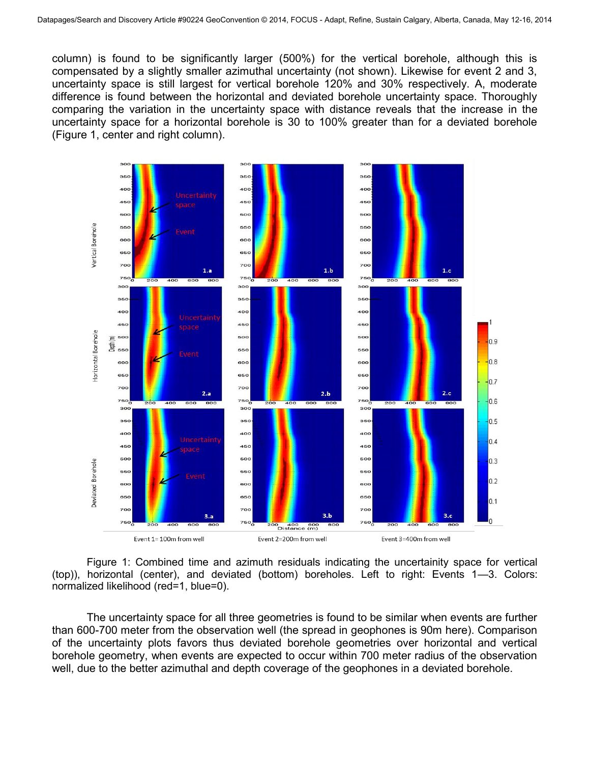column) is found to be significantly larger (500%) for the vertical borehole, although this is compensated by a slightly smaller azimuthal uncertainty (not shown). Likewise for event 2 and 3, uncertainty space is still largest for vertical borehole 120% and 30% respectively. A, moderate difference is found between the horizontal and deviated borehole uncertainty space. Thoroughly comparing the variation in the uncertainty space with distance reveals that the increase in the uncertainty space for a horizontal borehole is 30 to 100% greater than for a deviated borehole (Figure 1, center and right column).

Figure 1: Combined time and azimuth residuals indicating the uncertainity space for vertical (top)), horizontal (center), and deviated (bottom) boreholes. Left to right: Events 1—3. Colors: normalized likelihood (red=1, blue=0).

The uncertainty space for all three geometries is found to be similar when events are further than 600-700 meter from the observation well (the spread in geophones is 90m here). Comparison of the uncertainty plots favors thus deviated borehole geometries over horizontal and vertical borehole geometry, when events are expected to occur within 700 meter radius of the observation well, due to the better azimuthal and depth coverage of the geophones in a deviated borehole.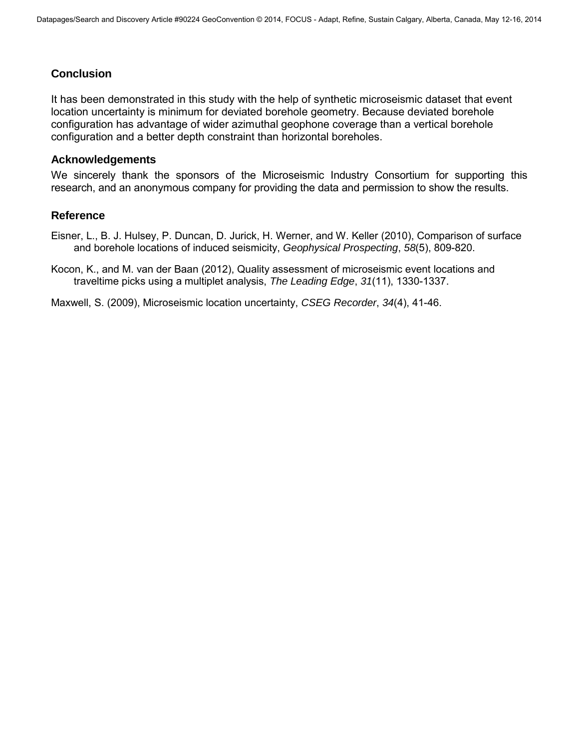## Conclusion

It has been demonstrated in this study with the help of synthetic microseismic dataset that event location uncertainty is minimum for deviated borehole geometry. Because deviated borehole configuration has advantage of wider azimuthal geophone coverage than a vertical borehole configuration and a better depth constraint than horizontal boreholes.

## Acknowledgements

We sincerely thank the sponsors of the Microseismic Industry Consortium for supporting this research, and an anonymous company for providing the data and permission to show the results.

## Reference

Eisner, L., B. J. Hulsey, P. Duncan, D. Jurick, H. Werner, and W. Keller (2010), Comparison of surface and borehole locations of induced seismicity, *Geophysical Prospecting*, *58*(5), 809-820.

Kocon, K., and M. van der Baan (2012), Quality assessment of microseismic event locations and traveltime picks using a multiplet analysis, *The Leading Edge*, *31*(11), 1330-1337.

Maxwell, S. (2009), Microseismic location uncertainty, *CSEG Recorder*, *34*(4), 41-46.